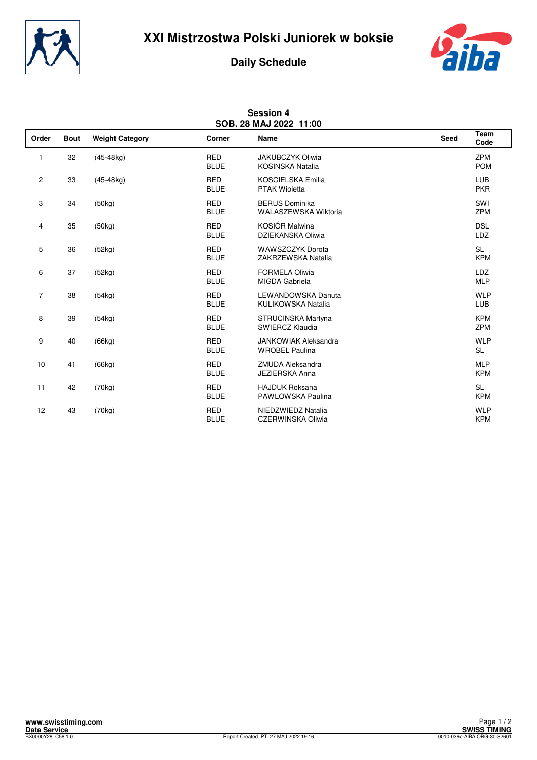# XXI Mistrzostwa Polski Juniorek w boksie

## Daily Schedule

### Session 4
### SOB. 28 MAJ 2022 11:00

| Order | Bout | Weight Category | Corner | Name | Seed | Team Code |
|---|---|---|---|---|---|---|
| 1 | 32 | (45-48kg) | RED | JAKUBCZYK Oliwia | | ZPM |
| | | | BLUE | KOSINSKA Natalia | | POM |
| 2 | 33 | (45-48kg) | RED | KOSCIELSKA Emilia | | LUB |
| | | | BLUE | PTAK Wioletta | | PKR |
| 3 | 34 | (50kg) | RED | BERUS Dominika | | SWI |
| | | | BLUE | WALASZEWSKA Wiktoria | | ZPM |
| 4 | 35 | (50kg) | RED | KOSIÓR Malwina | | DSL |
| | | | BLUE | DZIEKANSKA Oliwia | | LDZ |
| 5 | 36 | (52kg) | RED | WAWSZCZYK Dorota | | SL |
| | | | BLUE | ZAKRZEWSKA Natalia | | KPM |
| 6 | 37 | (52kg) | RED | FORMELA Oliwia | | LDZ |
| | | | BLUE | MIGDA Gabriela | | MLP |
| 7 | 38 | (54kg) | RED | LEWANDOWSKA Danuta | | WLP |
| | | | BLUE | KULIKOWSKA Natalia | | LUB |
| 8 | 39 | (54kg) | RED | STRUCINSKA Martyna | | KPM |
| | | | BLUE | SWIERCZ Klaudia | | ZPM |
| 9 | 40 | (66kg) | RED | JANKOWIAK Aleksandra | | WLP |
| | | | BLUE | WROBEL Paulina | | SL |
| 10 | 41 | (66kg) | RED | ZMUDA Aleksandra | | MLP |
| | | | BLUE | JEZIERSKA Anna | | KPM |
| 11 | 42 | (70kg) | RED | HAJDUK Roksana | | SL |
| | | | BLUE | PAWLOWSKA Paulina | | KPM |
| 12 | 43 | (70kg) | RED | NIEDZWIEDZ Natalia | | WLP |
| | | | BLUE | CZERWINSKA Oliwia | | KPM |

www.swisstiming.com
Data Service
BX0000Y28_C58 1.0

Report Created PT. 27 MAJ 2022 19:16

SWISS TIMING
0010-036c-AIBA.ORG-30-82601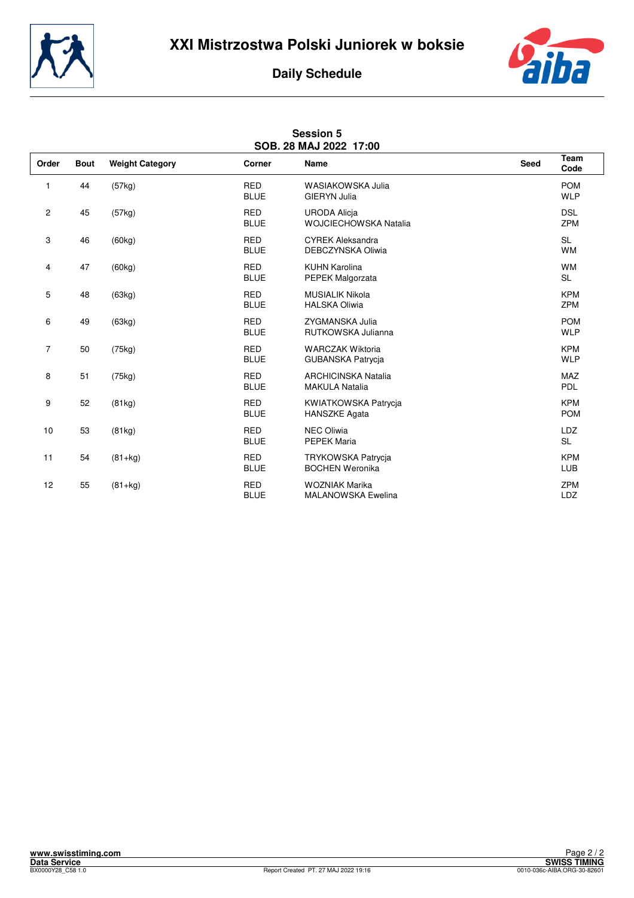# XXI Mistrzostwa Polski Juniorek w boksie

## Daily Schedule

### Session 5
### SOB. 28 MAJ 2022 17:00

| Order | Bout | Weight Category | Corner | Name | Seed | Team Code |
|---|---|---|---|---|---|---|
| 1 | 44 | (57kg) | RED<br>BLUE | WASIAKOWSKA Julia<br>GIERYN Julia | | POM<br>WLP |
| 2 | 45 | (57kg) | RED<br>BLUE | URODA Alicja<br>WOJCIECHOWSKA Natalia | | DSL<br>ZPM |
| 3 | 46 | (60kg) | RED<br>BLUE | CYREK Aleksandra<br>DEBCZYNSKA Oliwia | | SL<br>WM |
| 4 | 47 | (60kg) | RED<br>BLUE | KUHN Karolina<br>PEPEK Malgorzata | | WM<br>SL |
| 5 | 48 | (63kg) | RED<br>BLUE | MUSIALIK Nikola<br>HALSKA Oliwia | | KPM<br>ZPM |
| 6 | 49 | (63kg) | RED<br>BLUE | ZYGMANSKA Julia<br>RUTKOWSKA Julianna | | POM<br>WLP |
| 7 | 50 | (75kg) | RED<br>BLUE | WARCZAK Wiktoria<br>GUBANSKA Patrycja | | KPM<br>WLP |
| 8 | 51 | (75kg) | RED<br>BLUE | ARCHICINSKA Natalia<br>MAKULA Natalia | | MAZ<br>PDL |
| 9 | 52 | (81kg) | RED<br>BLUE | KWIATKOWSKA Patrycja<br>HANSZKE Agata | | KPM<br>POM |
| 10 | 53 | (81kg) | RED<br>BLUE | NEC Oliwia<br>PEPEK Maria | | LDZ<br>SL |
| 11 | 54 | (81+kg) | RED<br>BLUE | TRYKOWSKA Patrycja<br>BOCHEN Weronika | | KPM<br>LUB |
| 12 | 55 | (81+kg) | RED<br>BLUE | WOZNIAK Marika<br>MALANOWSKA Ewelina | | ZPM<br>LDZ |

www.swisstiming.com
Data Service
BX0000Y28_C58 1.0

Report Created PT. 27 MAJ 2022 19:16

SWISS TIMING
0010-036c-AIBA.ORG-30-82601